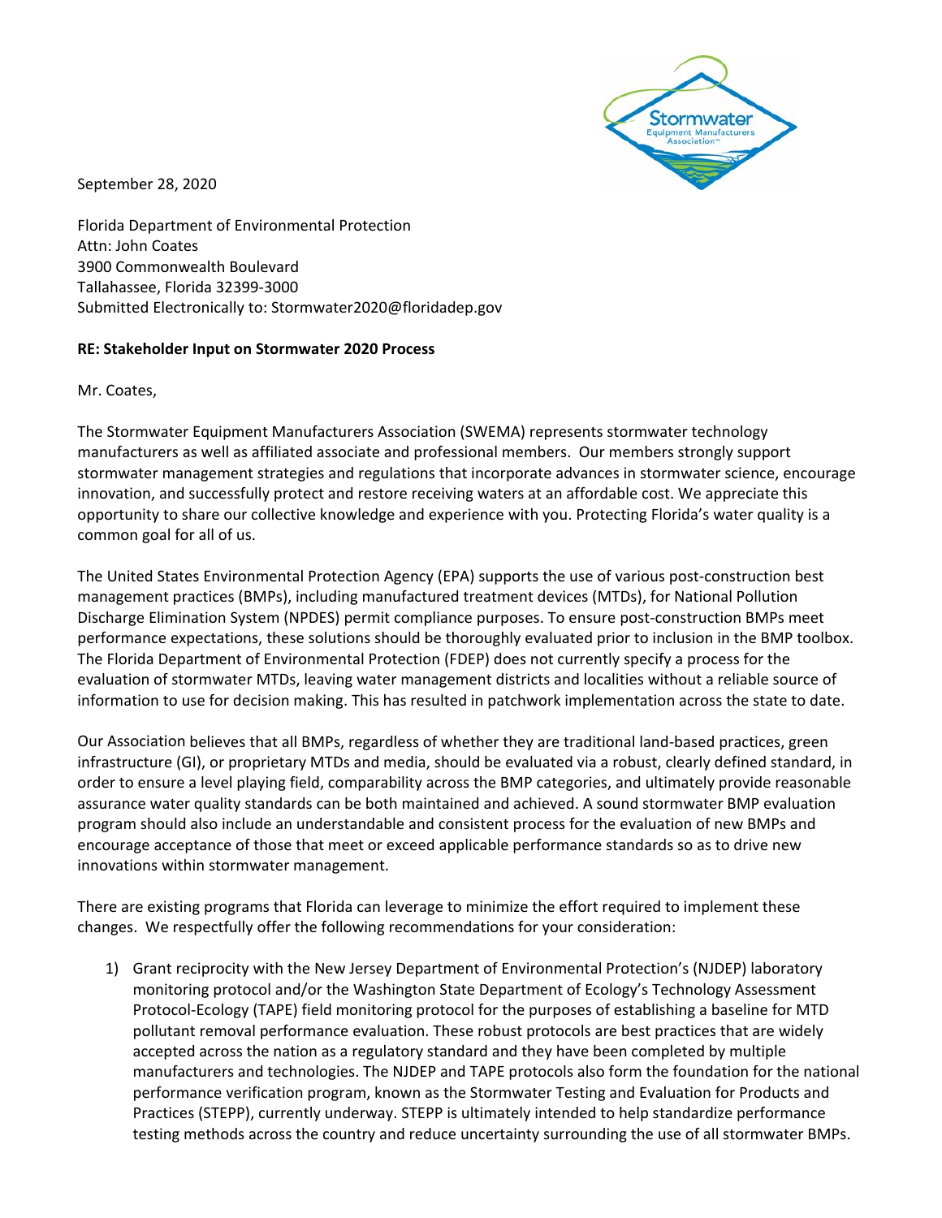September 28, 2020

Florida Department of Environmental Protection
Attn: John Coates
3900 Commonwealth Boulevard
Tallahassee, Florida 32399-3000
Submitted Electronically to: Stormwater2020@floridadep.gov

**RE: Stakeholder Input on Stormwater 2020 Process**

Mr. Coates,

The Stormwater Equipment Manufacturers Association (SWEMA) represents stormwater technology manufacturers as well as affiliated associate and professional members. Our members strongly support stormwater management strategies and regulations that incorporate advances in stormwater science, encourage innovation, and successfully protect and restore receiving waters at an affordable cost. We appreciate this opportunity to share our collective knowledge and experience with you. Protecting Florida's water quality is a common goal for all of us.

The United States Environmental Protection Agency (EPA) supports the use of various post-construction best management practices (BMPs), including manufactured treatment devices (MTDs), for National Pollution Discharge Elimination System (NPDES) permit compliance purposes. To ensure post-construction BMPs meet performance expectations, these solutions should be thoroughly evaluated prior to inclusion in the BMP toolbox. The Florida Department of Environmental Protection (FDEP) does not currently specify a process for the evaluation of stormwater MTDs, leaving water management districts and localities without a reliable source of information to use for decision making. This has resulted in patchwork implementation across the state to date.

Our Association believes that all BMPs, regardless of whether they are traditional land-based practices, green infrastructure (GI), or proprietary MTDs and media, should be evaluated via a robust, clearly defined standard, in order to ensure a level playing field, comparability across the BMP categories, and ultimately provide reasonable assurance water quality standards can be both maintained and achieved. A sound stormwater BMP evaluation program should also include an understandable and consistent process for the evaluation of new BMPs and encourage acceptance of those that meet or exceed applicable performance standards so as to drive new innovations within stormwater management.

There are existing programs that Florida can leverage to minimize the effort required to implement these changes. We respectfully offer the following recommendations for your consideration:

1) Grant reciprocity with the New Jersey Department of Environmental Protection's (NJDEP) laboratory monitoring protocol and/or the Washington State Department of Ecology's Technology Assessment Protocol-Ecology (TAPE) field monitoring protocol for the purposes of establishing a baseline for MTD pollutant removal performance evaluation. These robust protocols are best practices that are widely accepted across the nation as a regulatory standard and they have been completed by multiple manufacturers and technologies. The NJDEP and TAPE protocols also form the foundation for the national performance verification program, known as the Stormwater Testing and Evaluation for Products and Practices (STEPP), currently underway. STEPP is ultimately intended to help standardize performance testing methods across the country and reduce uncertainty surrounding the use of all stormwater BMPs.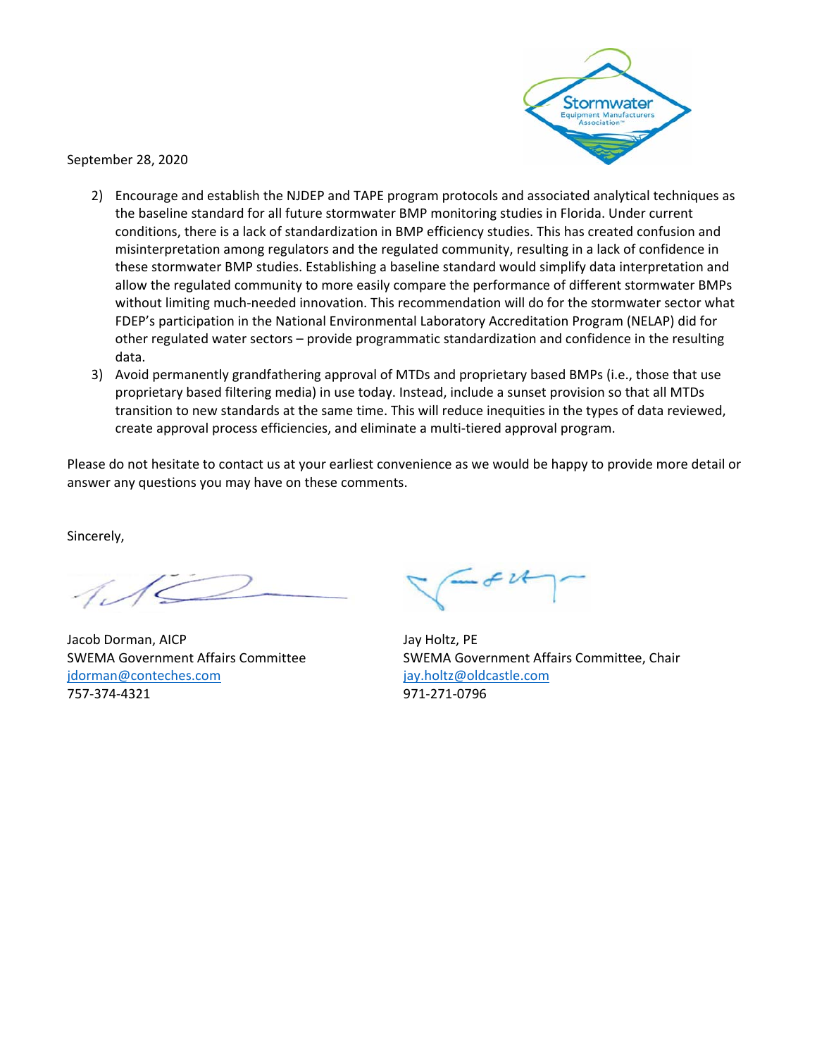September 28, 2020

2) Encourage and establish the NJDEP and TAPE program protocols and associated analytical techniques as the baseline standard for all future stormwater BMP monitoring studies in Florida. Under current conditions, there is a lack of standardization in BMP efficiency studies. This has created confusion and misinterpretation among regulators and the regulated community, resulting in a lack of confidence in these stormwater BMP studies. Establishing a baseline standard would simplify data interpretation and allow the regulated community to more easily compare the performance of different stormwater BMPs without limiting much-needed innovation. This recommendation will do for the stormwater sector what FDEP's participation in the National Environmental Laboratory Accreditation Program (NELAP) did for other regulated water sectors – provide programmatic standardization and confidence in the resulting data.
3) Avoid permanently grandfathering approval of MTDs and proprietary based BMPs (i.e., those that use proprietary based filtering media) in use today. Instead, include a sunset provision so that all MTDs transition to new standards at the same time. This will reduce inequities in the types of data reviewed, create approval process efficiencies, and eliminate a multi-tiered approval program.

Please do not hesitate to contact us at your earliest convenience as we would be happy to provide more detail or answer any questions you may have on these comments.

Sincerely,

Jacob Dorman, AICP
SWEMA Government Affairs Committee
jdorman@conteches.com
757-374-4321

Jay Holtz, PE
SWEMA Government Affairs Committee, Chair
jay.holtz@oldcastle.com
971-271-0796